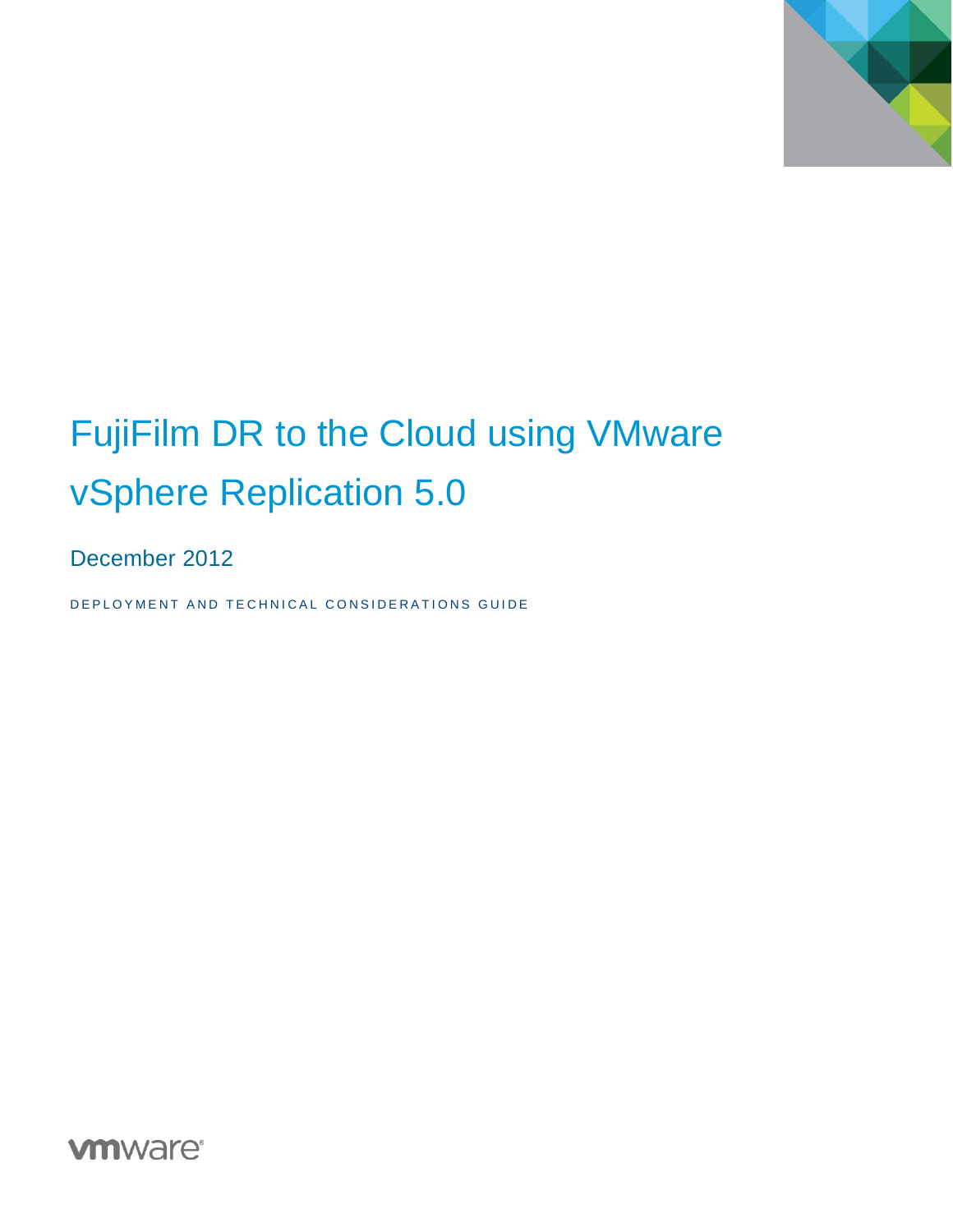# FujiFilm DR to the Cloud using VMware vSphere Replication 5.0

December 2012

DEPLOYMENT AND TECHNICAL CONSIDERATIONS GUIDE

vmware®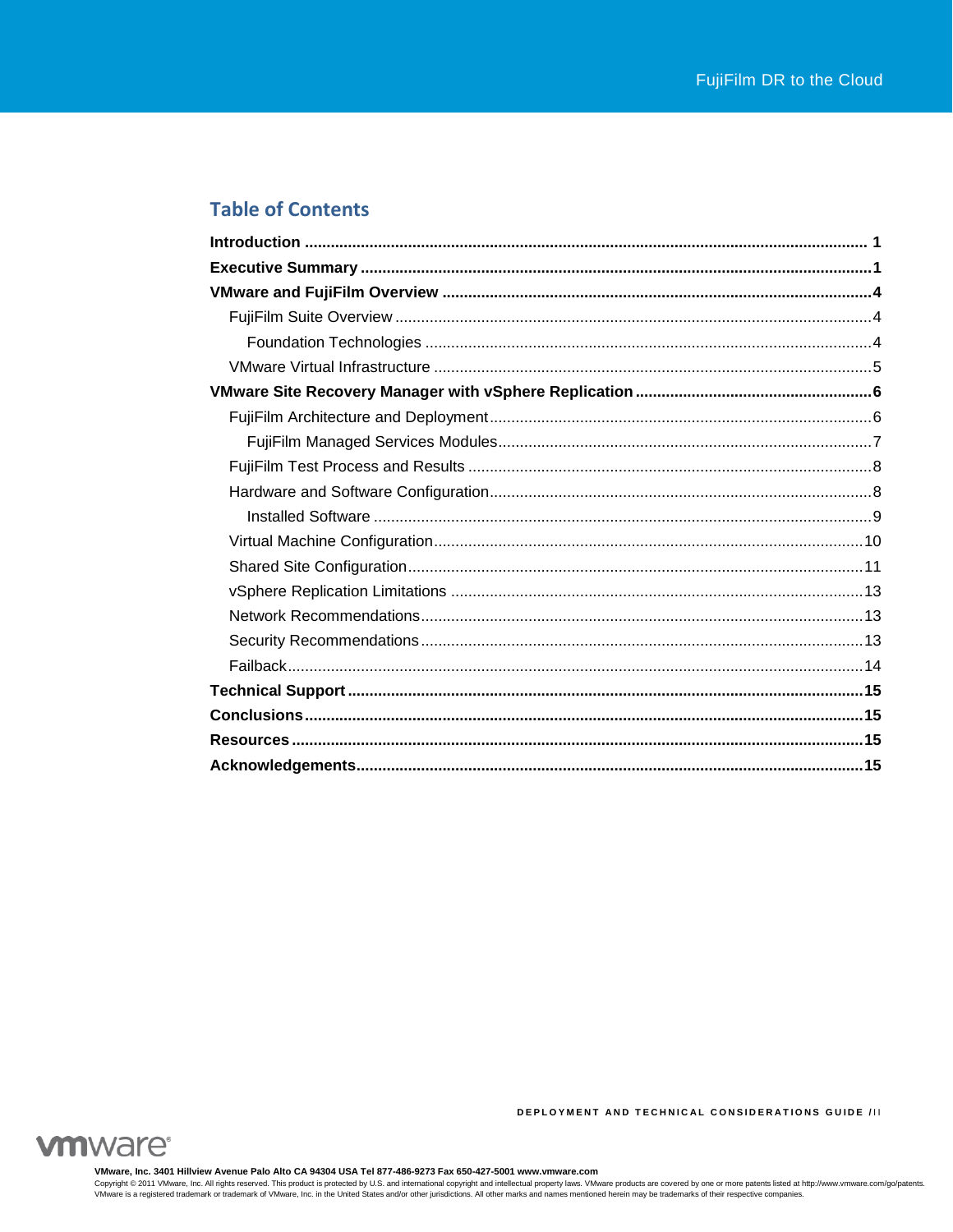## Table of Contents

**Introduction** .......... **1**

**Executive Summary** .......... **1**

**VMware and FujiFilm Overview** .......... **4**

- FujiFilm Suite Overview .......... 4
  - Foundation Technologies .......... 4
- VMware Virtual Infrastructure .......... 5

**VMware Site Recovery Manager with vSphere Replication** .......... **6**

- FujiFilm Architecture and Deployment .......... 6
  - FujiFilm Managed Services Modules .......... 7
- FujiFilm Test Process and Results .......... 8
- Hardware and Software Configuration .......... 8
  - Installed Software .......... 9
- Virtual Machine Configuration .......... 10
- Shared Site Configuration .......... 11
- vSphere Replication Limitations .......... 13
- Network Recommendations .......... 13
- Security Recommendations .......... 13
- Failback .......... 14

**Technical Support** .......... **15**

**Conclusions** .......... **15**

**Resources** .......... **15**

**Acknowledgements** .......... **15**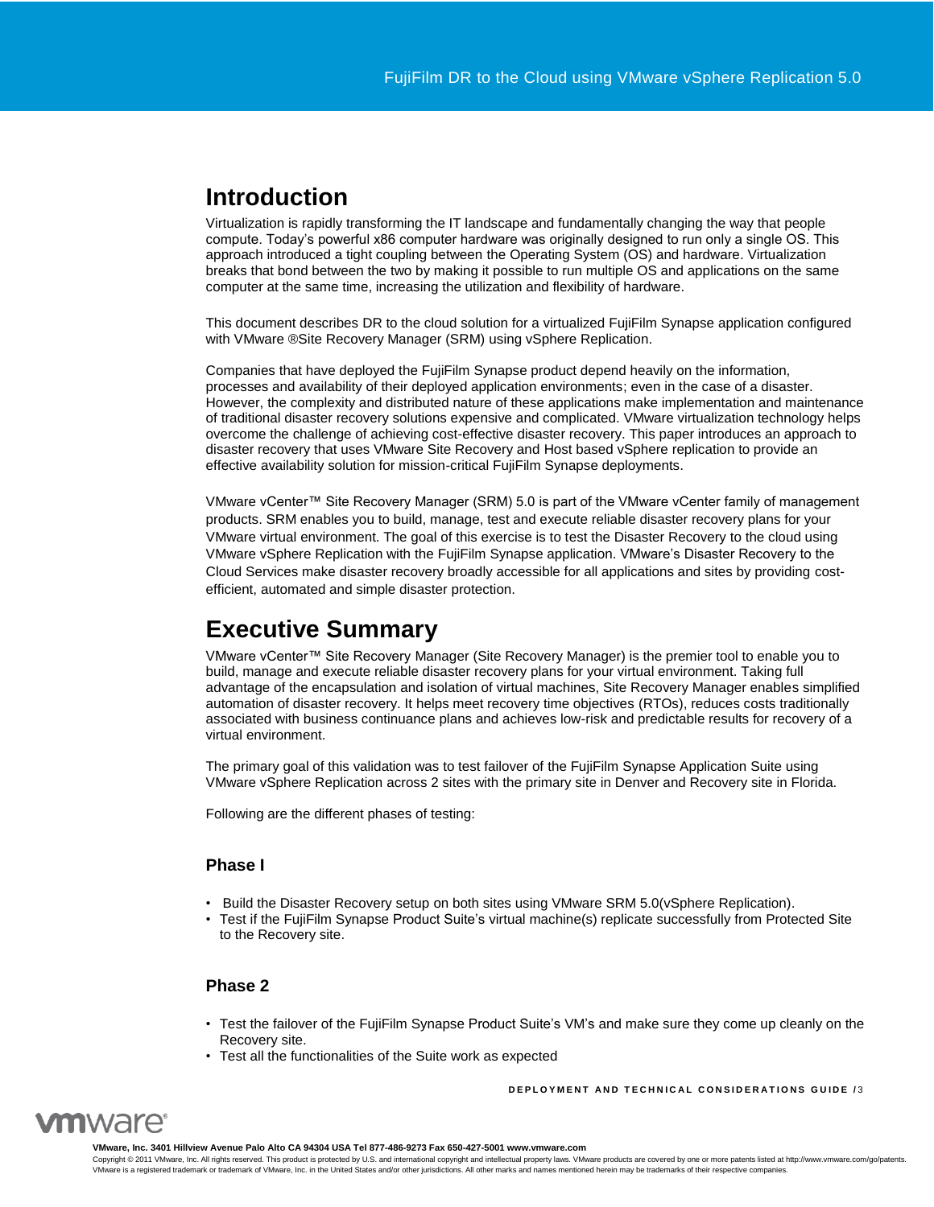## Introduction

Virtualization is rapidly transforming the IT landscape and fundamentally changing the way that people compute. Today's powerful x86 computer hardware was originally designed to run only a single OS. This approach introduced a tight coupling between the Operating System (OS) and hardware. Virtualization breaks that bond between the two by making it possible to run multiple OS and applications on the same computer at the same time, increasing the utilization and flexibility of hardware.

This document describes DR to the cloud solution for a virtualized FujiFilm Synapse application configured with VMware ®Site Recovery Manager (SRM) using vSphere Replication.

Companies that have deployed the FujiFilm Synapse product depend heavily on the information, processes and availability of their deployed application environments; even in the case of a disaster. However, the complexity and distributed nature of these applications make implementation and maintenance of traditional disaster recovery solutions expensive and complicated. VMware virtualization technology helps overcome the challenge of achieving cost-effective disaster recovery. This paper introduces an approach to disaster recovery that uses VMware Site Recovery and Host based vSphere replication to provide an effective availability solution for mission-critical FujiFilm Synapse deployments.

VMware vCenter™ Site Recovery Manager (SRM) 5.0 is part of the VMware vCenter family of management products. SRM enables you to build, manage, test and execute reliable disaster recovery plans for your VMware virtual environment. The goal of this exercise is to test the Disaster Recovery to the cloud using VMware vSphere Replication with the FujiFilm Synapse application. VMware's Disaster Recovery to the Cloud Services make disaster recovery broadly accessible for all applications and sites by providing cost-efficient, automated and simple disaster protection.

## Executive Summary

VMware vCenter™ Site Recovery Manager (Site Recovery Manager) is the premier tool to enable you to build, manage and execute reliable disaster recovery plans for your virtual environment. Taking full advantage of the encapsulation and isolation of virtual machines, Site Recovery Manager enables simplified automation of disaster recovery. It helps meet recovery time objectives (RTOs), reduces costs traditionally associated with business continuance plans and achieves low-risk and predictable results for recovery of a virtual environment.

The primary goal of this validation was to test failover of the FujiFilm Synapse Application Suite using VMware vSphere Replication across 2 sites with the primary site in Denver and Recovery site in Florida.

Following are the different phases of testing:

### Phase I

- Build the Disaster Recovery setup on both sites using VMware SRM 5.0(vSphere Replication).
- Test if the FujiFilm Synapse Product Suite's virtual machine(s) replicate successfully from Protected Site to the Recovery site.

### Phase 2

- Test the failover of the FujiFilm Synapse Product Suite's VM's and make sure they come up cleanly on the Recovery site.
- Test all the functionalities of the Suite work as expected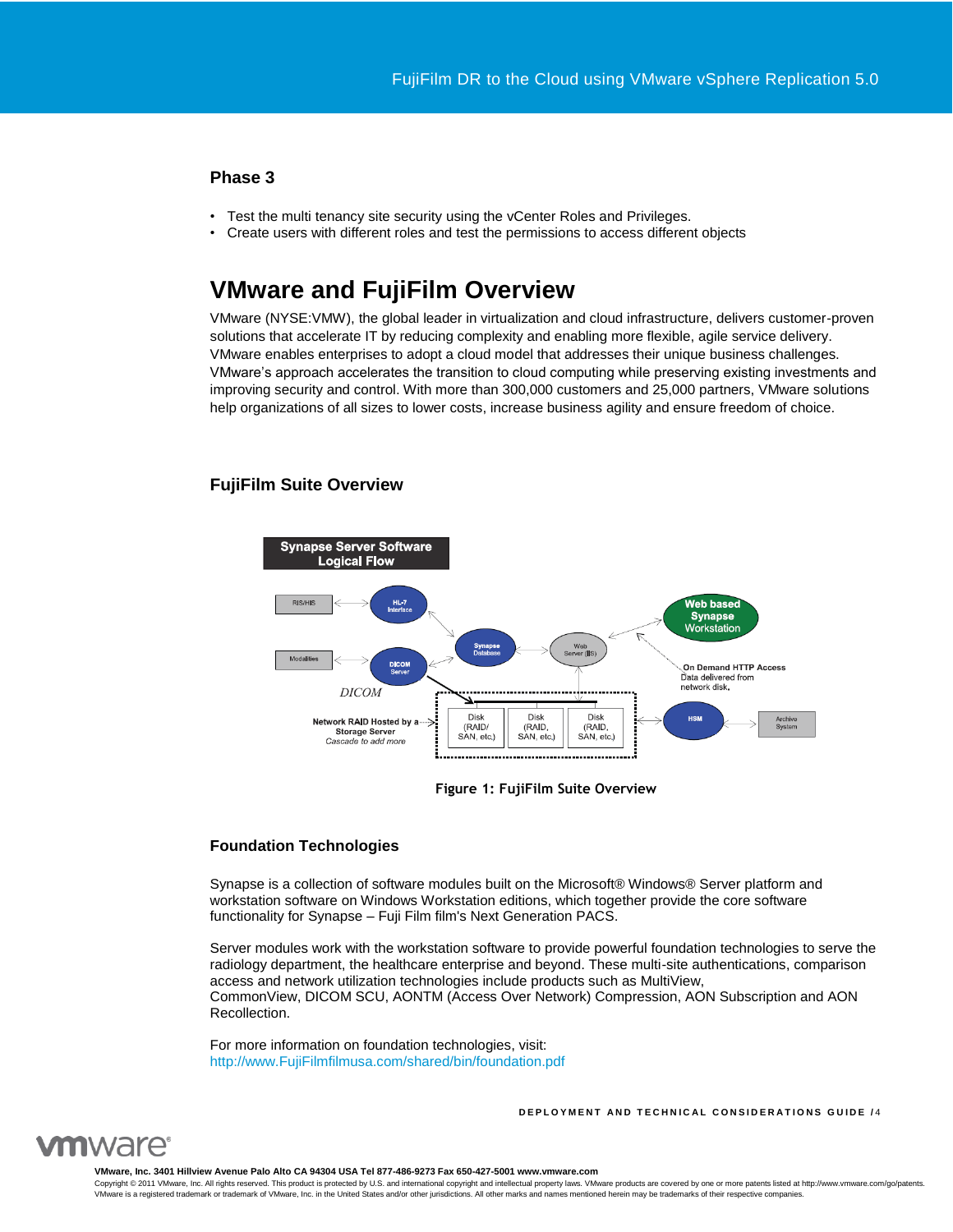### Phase 3

- Test the multi tenancy site security using the vCenter Roles and Privileges.
- Create users with different roles and test the permissions to access different objects

## VMware and FujiFilm Overview

VMware (NYSE:VMW), the global leader in virtualization and cloud infrastructure, delivers customer-proven solutions that accelerate IT by reducing complexity and enabling more flexible, agile service delivery. VMware enables enterprises to adopt a cloud model that addresses their unique business challenges. VMware's approach accelerates the transition to cloud computing while preserving existing investments and improving security and control. With more than 300,000 customers and 25,000 partners, VMware solutions help organizations of all sizes to lower costs, increase business agility and ensure freedom of choice.

### FujiFilm Suite Overview

Figure 1: FujiFilm Suite Overview

### Foundation Technologies

Synapse is a collection of software modules built on the Microsoft® Windows® Server platform and workstation software on Windows Workstation editions, which together provide the core software functionality for Synapse – Fuji Film film's Next Generation PACS.

Server modules work with the workstation software to provide powerful foundation technologies to serve the radiology department, the healthcare enterprise and beyond. These multi-site authentications, comparison access and network utilization technologies include products such as MultiView, CommonView, DICOM SCU, AONTM (Access Over Network) Compression, AON Subscription and AON Recollection.

For more information on foundation technologies, visit:
http://www.FujiFilmfilmusa.com/shared/bin/foundation.pdf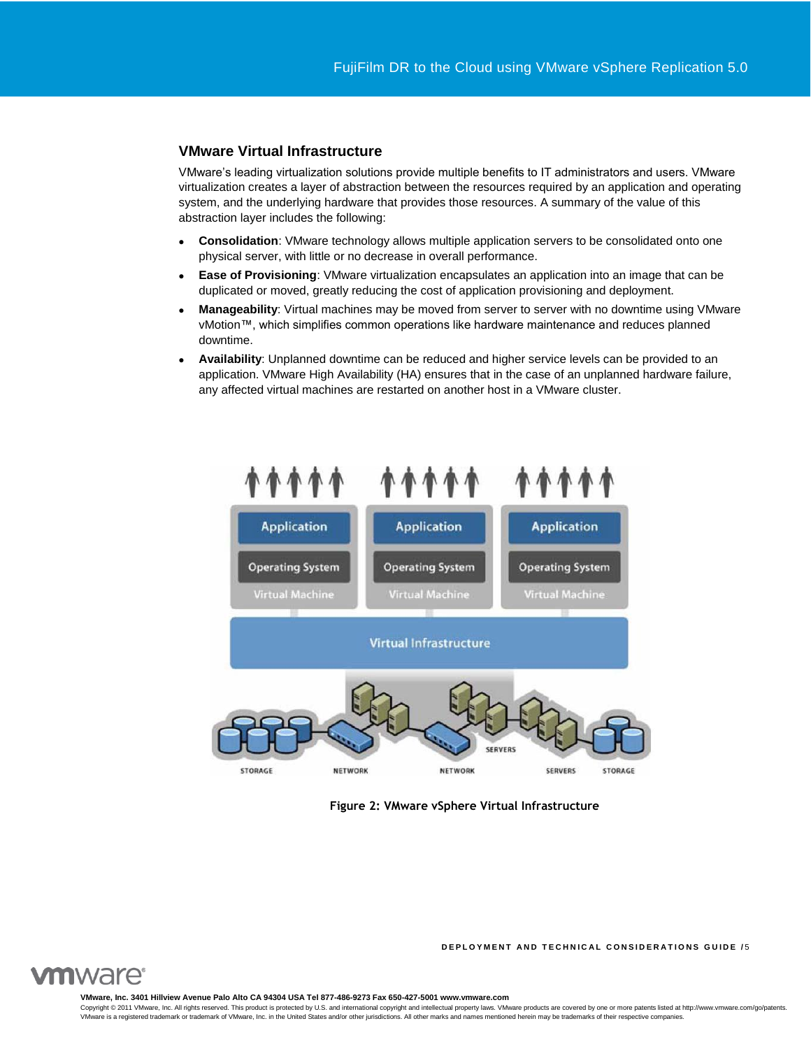## VMware Virtual Infrastructure

VMware's leading virtualization solutions provide multiple benefits to IT administrators and users. VMware virtualization creates a layer of abstraction between the resources required by an application and operating system, and the underlying hardware that provides those resources. A summary of the value of this abstraction layer includes the following:

- **Consolidation**: VMware technology allows multiple application servers to be consolidated onto one physical server, with little or no decrease in overall performance.
- **Ease of Provisioning**: VMware virtualization encapsulates an application into an image that can be duplicated or moved, greatly reducing the cost of application provisioning and deployment.
- **Manageability**: Virtual machines may be moved from server to server with no downtime using VMware vMotion™, which simplifies common operations like hardware maintenance and reduces planned downtime.
- **Availability**: Unplanned downtime can be reduced and higher service levels can be provided to an application. VMware High Availability (HA) ensures that in the case of an unplanned hardware failure, any affected virtual machines are restarted on another host in a VMware cluster.

Figure 2: VMware vSphere Virtual Infrastructure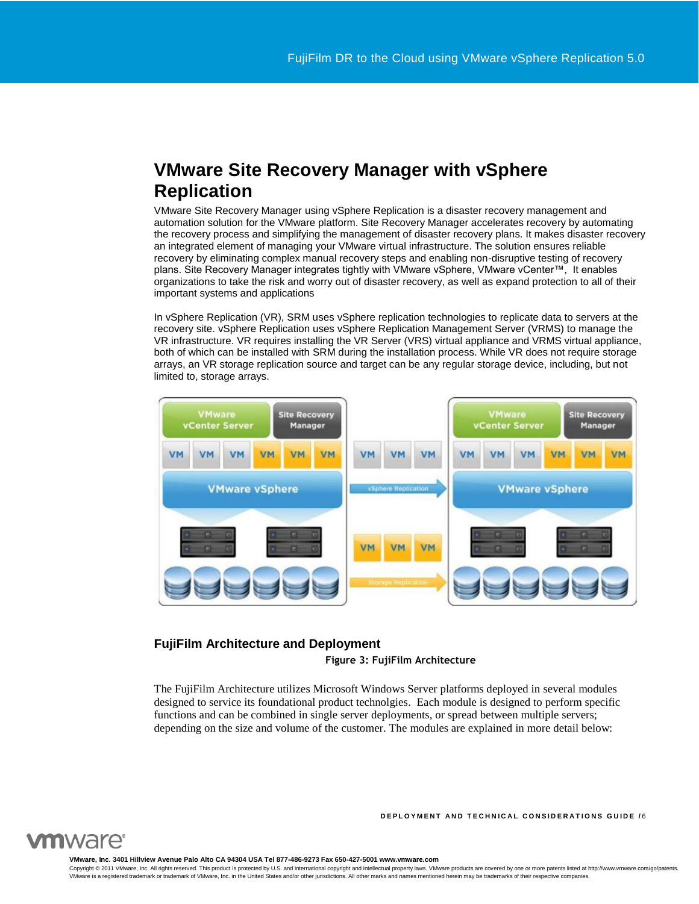# VMware Site Recovery Manager with vSphere Replication

VMware Site Recovery Manager using vSphere Replication is a disaster recovery management and automation solution for the VMware platform. Site Recovery Manager accelerates recovery by automating the recovery process and simplifying the management of disaster recovery plans. It makes disaster recovery an integrated element of managing your VMware virtual infrastructure. The solution ensures reliable recovery by eliminating complex manual recovery steps and enabling non-disruptive testing of recovery plans. Site Recovery Manager integrates tightly with VMware vSphere, VMware vCenter™, It enables organizations to take the risk and worry out of disaster recovery, as well as expand protection to all of their important systems and applications

In vSphere Replication (VR), SRM uses vSphere replication technologies to replicate data to servers at the recovery site. vSphere Replication uses vSphere Replication Management Server (VRMS) to manage the VR infrastructure. VR requires installing the VR Server (VRS) virtual appliance and VRMS virtual appliance, both of which can be installed with SRM during the installation process. While VR does not require storage arrays, an VR storage replication source and target can be any regular storage device, including, but not limited to, storage arrays.

## FujiFilm Architecture and Deployment

Figure 3: FujiFilm Architecture

The FujiFilm Architecture utilizes Microsoft Windows Server platforms deployed in several modules designed to service its foundational product technolgies. Each module is designed to perform specific functions and can be combined in single server deployments, or spread between multiple servers; depending on the size and volume of the customer. The modules are explained in more detail below: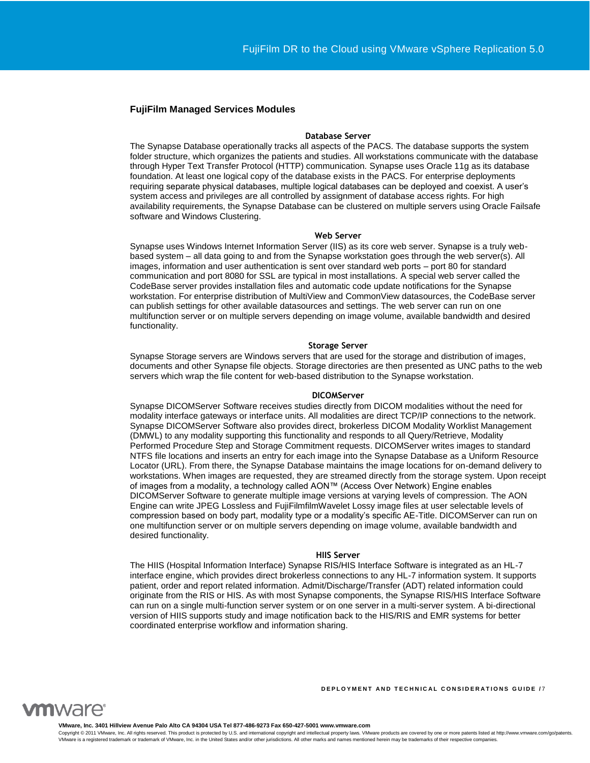## FujiFilm Managed Services Modules

### Database Server

The Synapse Database operationally tracks all aspects of the PACS. The database supports the system folder structure, which organizes the patients and studies. All workstations communicate with the database through Hyper Text Transfer Protocol (HTTP) communication. Synapse uses Oracle 11g as its database foundation. At least one logical copy of the database exists in the PACS. For enterprise deployments requiring separate physical databases, multiple logical databases can be deployed and coexist. A user's system access and privileges are all controlled by assignment of database access rights. For high availability requirements, the Synapse Database can be clustered on multiple servers using Oracle Failsafe software and Windows Clustering.

### Web Server

Synapse uses Windows Internet Information Server (IIS) as its core web server. Synapse is a truly web-based system – all data going to and from the Synapse workstation goes through the web server(s). All images, information and user authentication is sent over standard web ports – port 80 for standard communication and port 8080 for SSL are typical in most installations. A special web server called the CodeBase server provides installation files and automatic code update notifications for the Synapse workstation. For enterprise distribution of MultiView and CommonView datasources, the CodeBase server can publish settings for other available datasources and settings. The web server can run on one multifunction server or on multiple servers depending on image volume, available bandwidth and desired functionality.

### Storage Server

Synapse Storage servers are Windows servers that are used for the storage and distribution of images, documents and other Synapse file objects. Storage directories are then presented as UNC paths to the web servers which wrap the file content for web-based distribution to the Synapse workstation.

### DICOMServer

Synapse DICOMServer Software receives studies directly from DICOM modalities without the need for modality interface gateways or interface units. All modalities are direct TCP/IP connections to the network. Synapse DICOMServer Software also provides direct, brokerless DICOM Modality Worklist Management (DMWL) to any modality supporting this functionality and responds to all Query/Retrieve, Modality Performed Procedure Step and Storage Commitment requests. DICOMServer writes images to standard NTFS file locations and inserts an entry for each image into the Synapse Database as a Uniform Resource Locator (URL). From there, the Synapse Database maintains the image locations for on-demand delivery to workstations. When images are requested, they are streamed directly from the storage system. Upon receipt of images from a modality, a technology called AON™ (Access Over Network) Engine enables DICOMServer Software to generate multiple image versions at varying levels of compression. The AON Engine can write JPEG Lossless and FujiFilmfilmWavelet Lossy image files at user selectable levels of compression based on body part, modality type or a modality's specific AE-Title. DICOMServer can run on one multifunction server or on multiple servers depending on image volume, available bandwidth and desired functionality.

### HIIS Server

The HIIS (Hospital Information Interface) Synapse RIS/HIS Interface Software is integrated as an HL-7 interface engine, which provides direct brokerless connections to any HL-7 information system. It supports patient, order and report related information. Admit/Discharge/Transfer (ADT) related information could originate from the RIS or HIS. As with most Synapse components, the Synapse RIS/HIS Interface Software can run on a single multi-function server system or on one server in a multi-server system. A bi-directional version of HIIS supports study and image notification back to the HIS/RIS and EMR systems for better coordinated enterprise workflow and information sharing.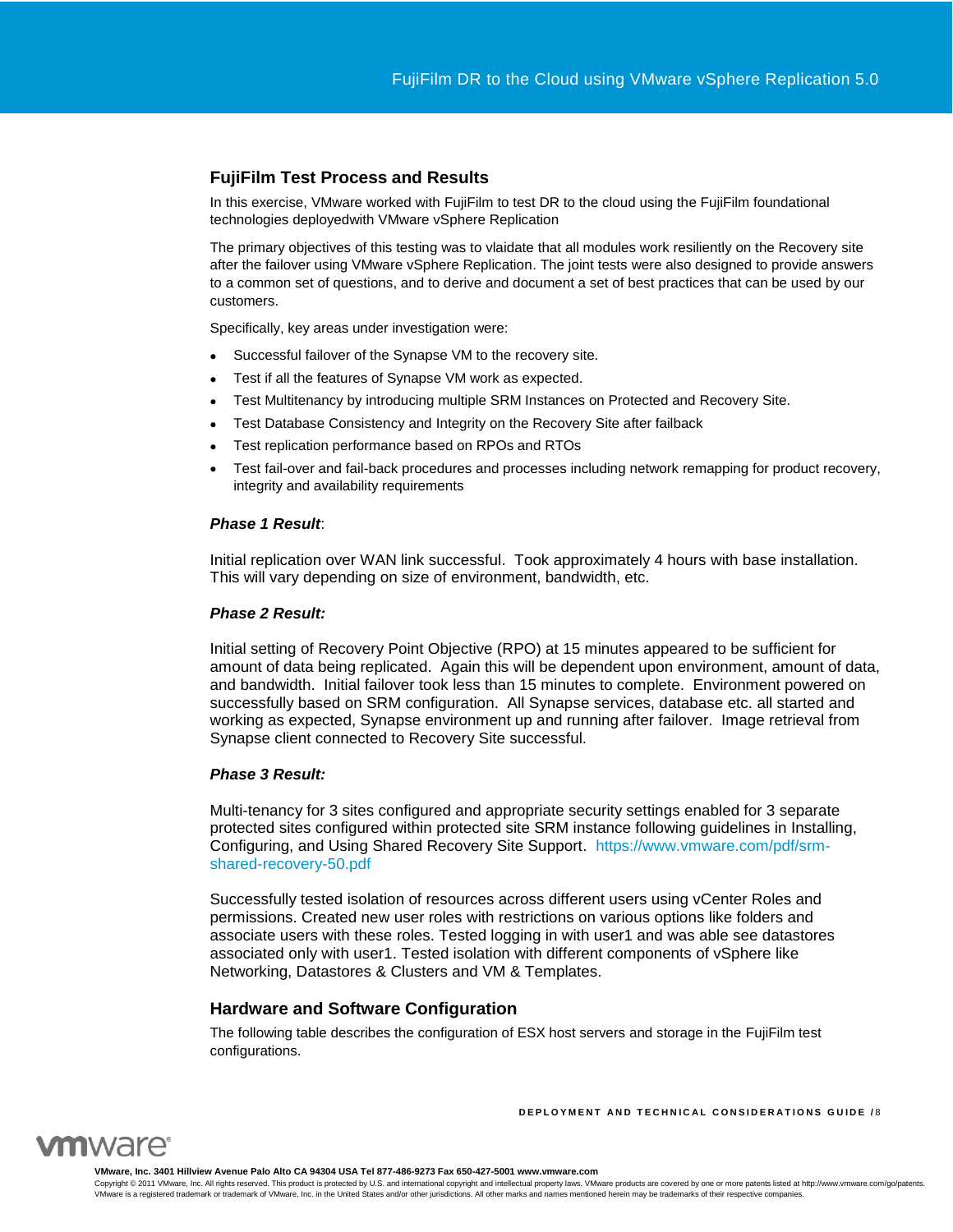## FujiFilm Test Process and Results

In this exercise, VMware worked with FujiFilm to test DR to the cloud using the FujiFilm foundational technologies deployedwith VMware vSphere Replication

The primary objectives of this testing was to vlaidate that all modules work resiliently on the Recovery site after the failover using VMware vSphere Replication. The joint tests were also designed to provide answers to a common set of questions, and to derive and document a set of best practices that can be used by our customers.

Specifically, key areas under investigation were:

- Successful failover of the Synapse VM to the recovery site.
- Test if all the features of Synapse VM work as expected.
- Test Multitenancy by introducing multiple SRM Instances on Protected and Recovery Site.
- Test Database Consistency and Integrity on the Recovery Site after failback
- Test replication performance based on RPOs and RTOs
- Test fail-over and fail-back procedures and processes including network remapping for product recovery, integrity and availability requirements

***Phase 1 Result***:

Initial replication over WAN link successful. Took approximately 4 hours with base installation. This will vary depending on size of environment, bandwidth, etc.

***Phase 2 Result:***

Initial setting of Recovery Point Objective (RPO) at 15 minutes appeared to be sufficient for amount of data being replicated. Again this will be dependent upon environment, amount of data, and bandwidth. Initial failover took less than 15 minutes to complete. Environment powered on successfully based on SRM configuration. All Synapse services, database etc. all started and working as expected, Synapse environment up and running after failover. Image retrieval from Synapse client connected to Recovery Site successful.

***Phase 3 Result:***

Multi-tenancy for 3 sites configured and appropriate security settings enabled for 3 separate protected sites configured within protected site SRM instance following guidelines in Installing, Configuring, and Using Shared Recovery Site Support. https://www.vmware.com/pdf/srm-shared-recovery-50.pdf

Successfully tested isolation of resources across different users using vCenter Roles and permissions. Created new user roles with restrictions on various options like folders and associate users with these roles. Tested logging in with user1 and was able see datastores associated only with user1. Tested isolation with different components of vSphere like Networking, Datastores & Clusters and VM & Templates.

## Hardware and Software Configuration

The following table describes the configuration of ESX host servers and storage in the FujiFilm test configurations.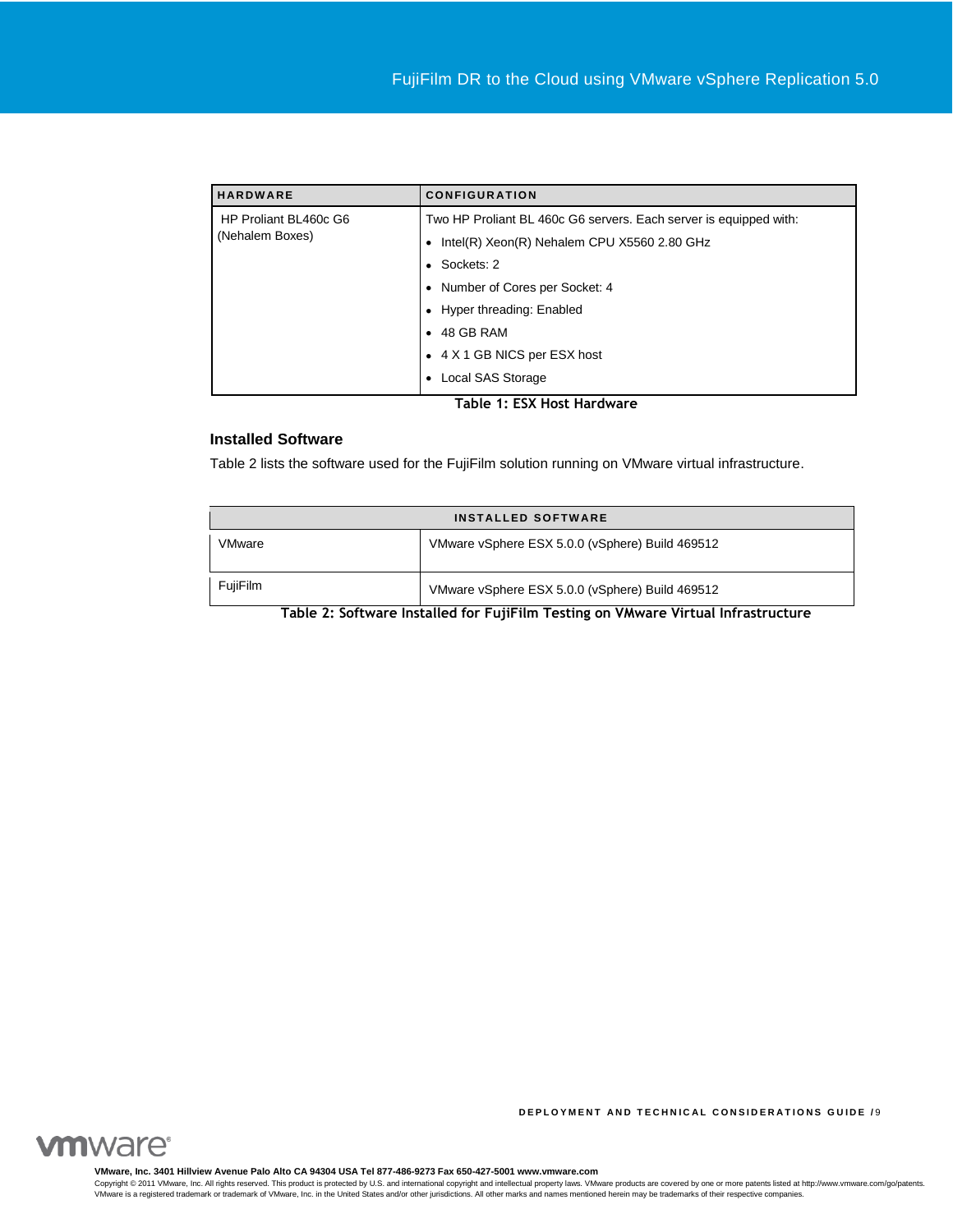| HARDWARE | CONFIGURATION |
|---|---|
| HP Proliant BL460c G6 (Nehalem Boxes) | Two HP Proliant BL 460c G6 servers. Each server is equipped with:<br>• Intel(R) Xeon(R) Nehalem CPU X5560 2.80 GHz<br>• Sockets: 2<br>• Number of Cores per Socket: 4<br>• Hyper threading: Enabled<br>• 48 GB RAM<br>• 4 X 1 GB NICS per ESX host<br>• Local SAS Storage |

**Table 1: ESX Host Hardware**

### Installed Software

Table 2 lists the software used for the FujiFilm solution running on VMware virtual infrastructure.

| INSTALLED SOFTWARE | |
|---|---|
| VMware | VMware vSphere ESX 5.0.0 (vSphere) Build 469512 |
| FujiFilm | VMware vSphere ESX 5.0.0 (vSphere) Build 469512 |

**Table 2: Software Installed for FujiFilm Testing on VMware Virtual Infrastructure**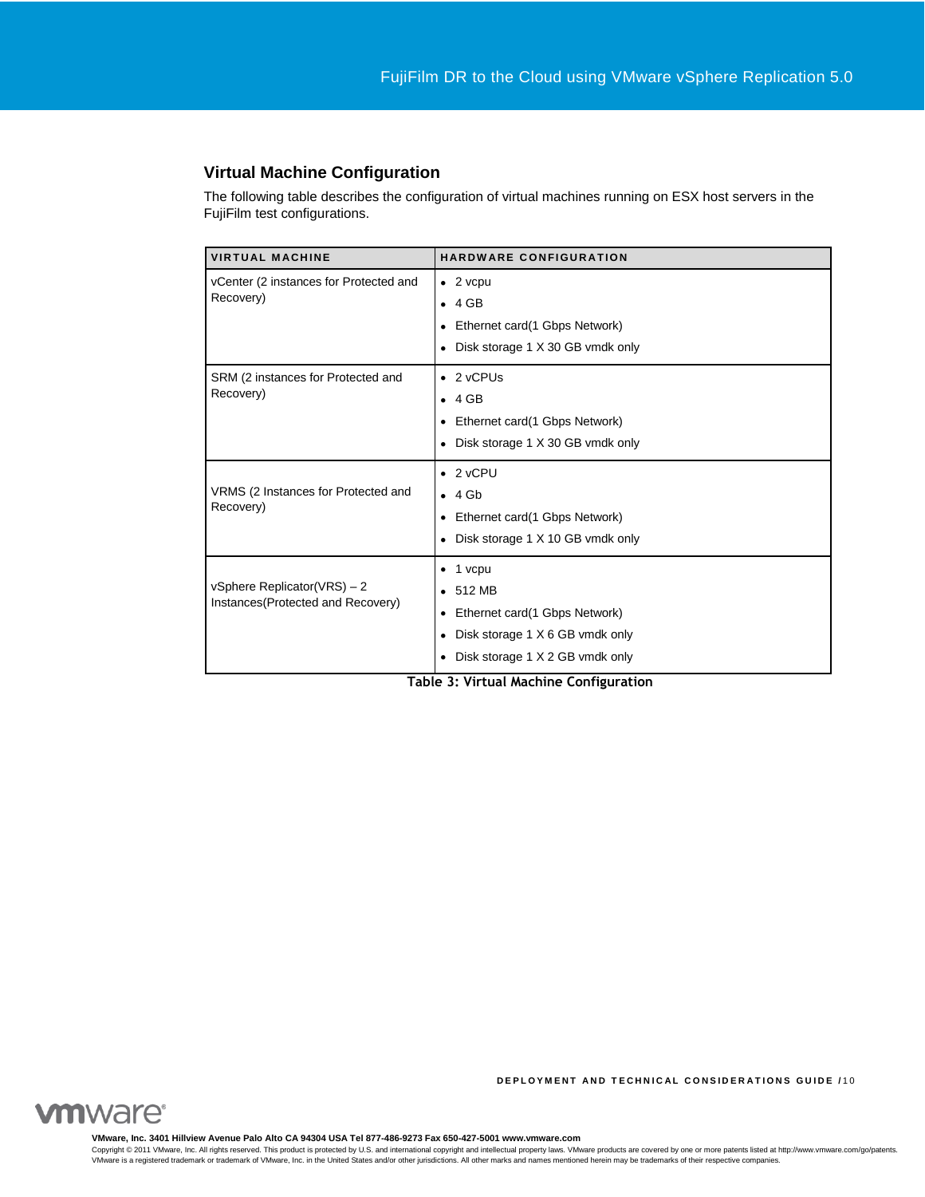## Virtual Machine Configuration

The following table describes the configuration of virtual machines running on ESX host servers in the FujiFilm test configurations.

| VIRTUAL MACHINE | HARDWARE CONFIGURATION |
|---|---|
| vCenter (2 instances for Protected and Recovery) | • 2 vcpu<br>• 4 GB<br>• Ethernet card(1 Gbps Network)<br>• Disk storage 1 X 30 GB vmdk only |
| SRM (2 instances for Protected and Recovery) | • 2 vCPUs<br>• 4 GB<br>• Ethernet card(1 Gbps Network)<br>• Disk storage 1 X 30 GB vmdk only |
| VRMS (2 Instances for Protected and Recovery) | • 2 vCPU<br>• 4 Gb<br>• Ethernet card(1 Gbps Network)<br>• Disk storage 1 X 10 GB vmdk only |
| vSphere Replicator(VRS) – 2 Instances(Protected and Recovery) | • 1 vcpu<br>• 512 MB<br>• Ethernet card(1 Gbps Network)<br>• Disk storage 1 X 6 GB vmdk only<br>• Disk storage 1 X 2 GB vmdk only |

**Table 3: Virtual Machine Configuration**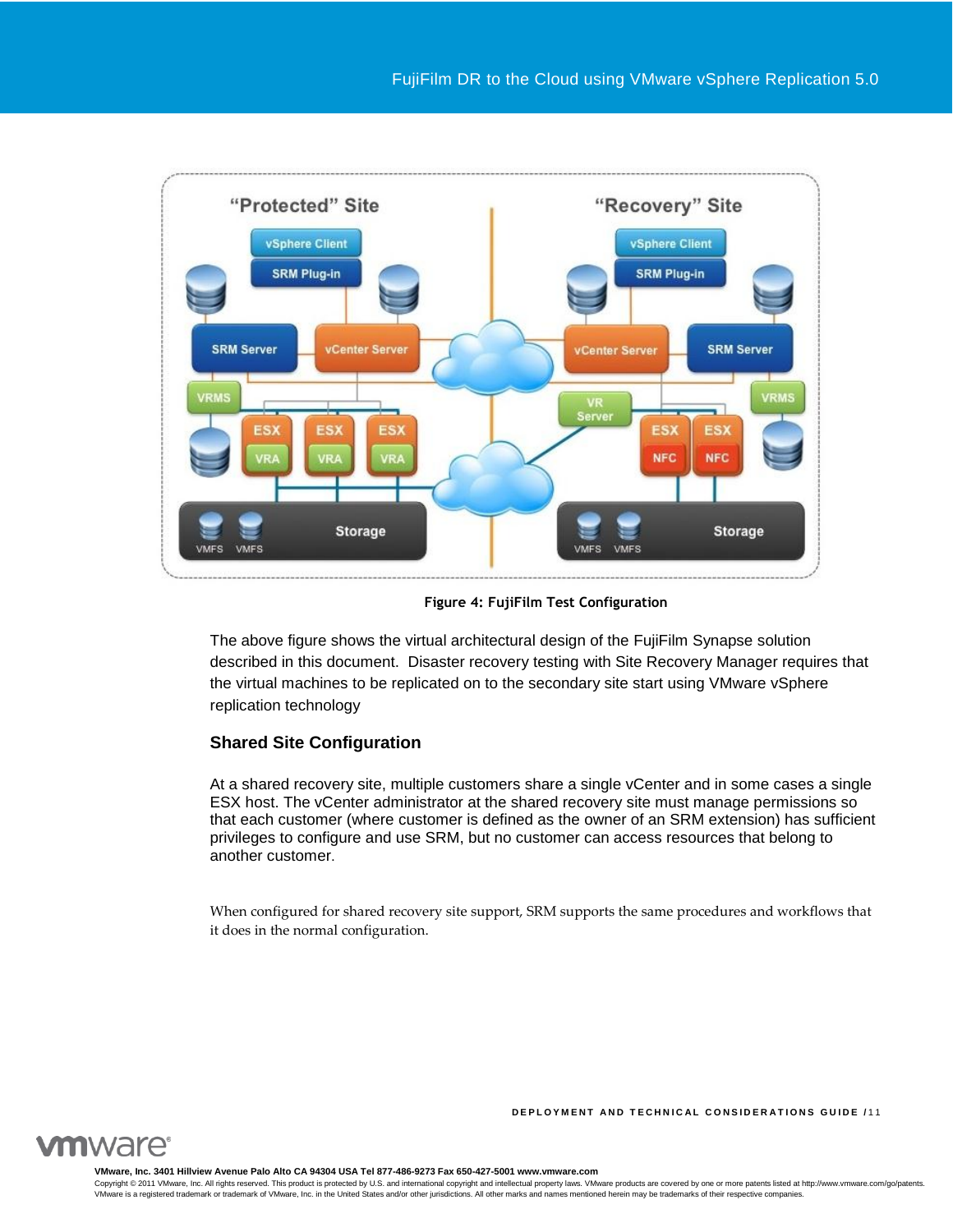Figure 4: FujiFilm Test Configuration

The above figure shows the virtual architectural design of the FujiFilm Synapse solution described in this document. Disaster recovery testing with Site Recovery Manager requires that the virtual machines to be replicated on to the secondary site start using VMware vSphere replication technology

### Shared Site Configuration

At a shared recovery site, multiple customers share a single vCenter and in some cases a single ESX host. The vCenter administrator at the shared recovery site must manage permissions so that each customer (where customer is defined as the owner of an SRM extension) has sufficient privileges to configure and use SRM, but no customer can access resources that belong to another customer.

When configured for shared recovery site support, SRM supports the same procedures and workflows that it does in the normal configuration.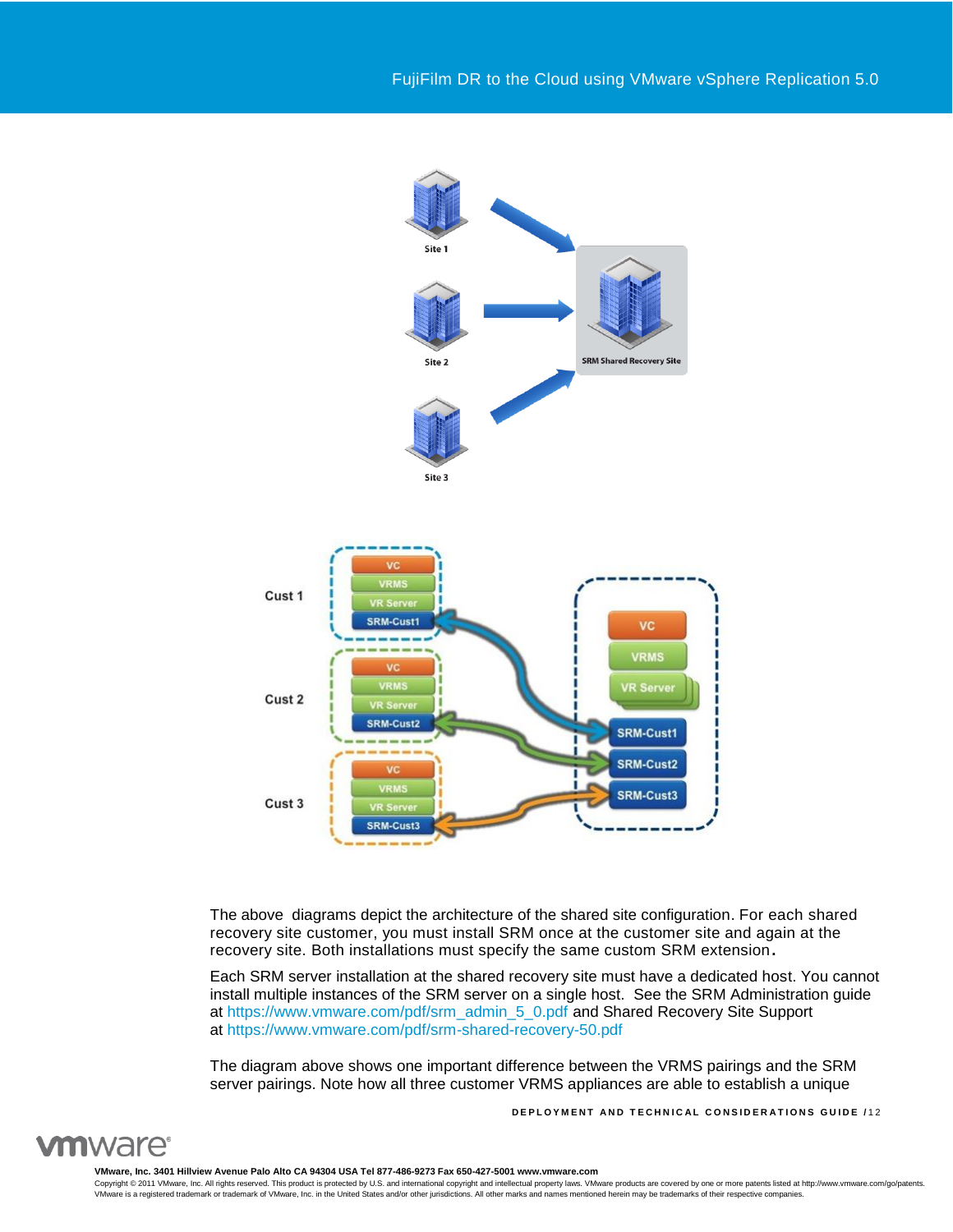The above diagrams depict the architecture of the shared site configuration. For each shared recovery site customer, you must install SRM once at the customer site and again at the recovery site. Both installations must specify the same custom SRM extension.

Each SRM server installation at the shared recovery site must have a dedicated host. You cannot install multiple instances of the SRM server on a single host. See the SRM Administration guide at https://www.vmware.com/pdf/srm_admin_5_0.pdf and Shared Recovery Site Support at https://www.vmware.com/pdf/srm-shared-recovery-50.pdf

The diagram above shows one important difference between the VRMS pairings and the SRM server pairings. Note how all three customer VRMS appliances are able to establish a unique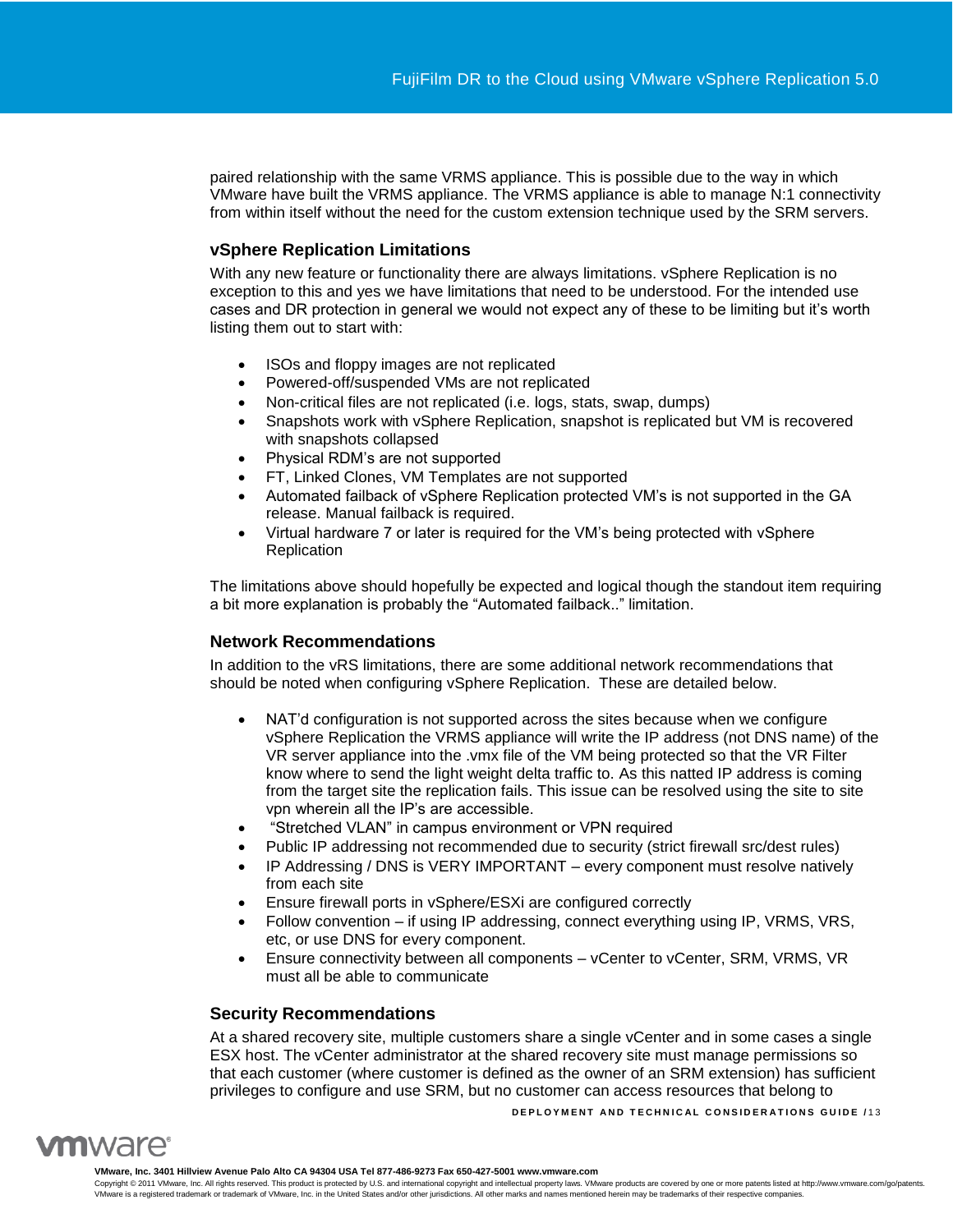paired relationship with the same VRMS appliance. This is possible due to the way in which VMware have built the VRMS appliance. The VRMS appliance is able to manage N:1 connectivity from within itself without the need for the custom extension technique used by the SRM servers.

### vSphere Replication Limitations

With any new feature or functionality there are always limitations. vSphere Replication is no exception to this and yes we have limitations that need to be understood. For the intended use cases and DR protection in general we would not expect any of these to be limiting but it's worth listing them out to start with:

- ISOs and floppy images are not replicated
- Powered-off/suspended VMs are not replicated
- Non-critical files are not replicated (i.e. logs, stats, swap, dumps)
- Snapshots work with vSphere Replication, snapshot is replicated but VM is recovered with snapshots collapsed
- Physical RDM's are not supported
- FT, Linked Clones, VM Templates are not supported
- Automated failback of vSphere Replication protected VM's is not supported in the GA release. Manual failback is required.
- Virtual hardware 7 or later is required for the VM's being protected with vSphere Replication

The limitations above should hopefully be expected and logical though the standout item requiring a bit more explanation is probably the "Automated failback.." limitation.

### Network Recommendations

In addition to the vRS limitations, there are some additional network recommendations that should be noted when configuring vSphere Replication. These are detailed below.

- NAT'd configuration is not supported across the sites because when we configure vSphere Replication the VRMS appliance will write the IP address (not DNS name) of the VR server appliance into the .vmx file of the VM being protected so that the VR Filter know where to send the light weight delta traffic to. As this natted IP address is coming from the target site the replication fails. This issue can be resolved using the site to site vpn wherein all the IP's are accessible.
- "Stretched VLAN" in campus environment or VPN required
- Public IP addressing not recommended due to security (strict firewall src/dest rules)
- IP Addressing / DNS is VERY IMPORTANT – every component must resolve natively from each site
- Ensure firewall ports in vSphere/ESXi are configured correctly
- Follow convention – if using IP addressing, connect everything using IP, VRMS, VRS, etc, or use DNS for every component.
- Ensure connectivity between all components – vCenter to vCenter, SRM, VRMS, VR must all be able to communicate

### Security Recommendations

At a shared recovery site, multiple customers share a single vCenter and in some cases a single ESX host. The vCenter administrator at the shared recovery site must manage permissions so that each customer (where customer is defined as the owner of an SRM extension) has sufficient privileges to configure and use SRM, but no customer can access resources that belong to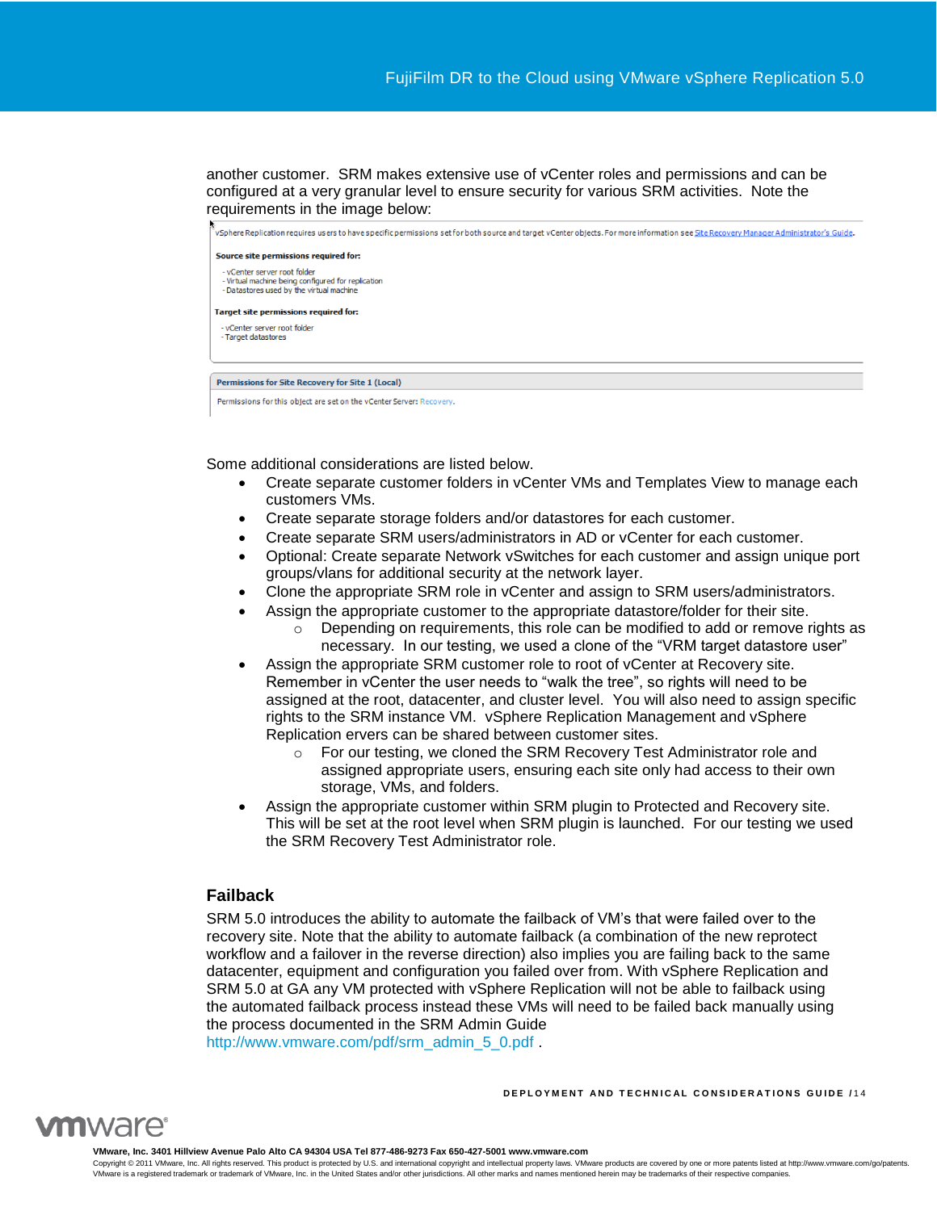another customer. SRM makes extensive use of vCenter roles and permissions and can be configured at a very granular level to ensure security for various SRM activities. Note the requirements in the image below:

vSphere Replication requires users to have specific permissions set for both source and target vCenter objects. For more information see Site Recovery Manager Administrator's Guide.

**Source site permissions required for:**

- vCenter server root folder
- Virtual machine being configured for replication
- Datastores used by the virtual machine

**Target site permissions required for:**

- vCenter server root folder
- Target datastores

**Permissions for Site Recovery for Site 1 (Local)**

Permissions for this object are set on the vCenter Server: Recovery.

Some additional considerations are listed below.

- Create separate customer folders in vCenter VMs and Templates View to manage each customers VMs.
- Create separate storage folders and/or datastores for each customer.
- Create separate SRM users/administrators in AD or vCenter for each customer.
- Optional: Create separate Network vSwitches for each customer and assign unique port groups/vlans for additional security at the network layer.
- Clone the appropriate SRM role in vCenter and assign to SRM users/administrators.
- Assign the appropriate customer to the appropriate datastore/folder for their site.
  - Depending on requirements, this role can be modified to add or remove rights as necessary. In our testing, we used a clone of the "VRM target datastore user"
- Assign the appropriate SRM customer role to root of vCenter at Recovery site. Remember in vCenter the user needs to "walk the tree", so rights will need to be assigned at the root, datacenter, and cluster level. You will also need to assign specific rights to the SRM instance VM. vSphere Replication Management and vSphere Replication ervers can be shared between customer sites.
  - For our testing, we cloned the SRM Recovery Test Administrator role and assigned appropriate users, ensuring each site only had access to their own storage, VMs, and folders.
- Assign the appropriate customer within SRM plugin to Protected and Recovery site. This will be set at the root level when SRM plugin is launched. For our testing we used the SRM Recovery Test Administrator role.

## Failback

SRM 5.0 introduces the ability to automate the failback of VM's that were failed over to the recovery site. Note that the ability to automate failback (a combination of the new reprotect workflow and a failover in the reverse direction) also implies you are failing back to the same datacenter, equipment and configuration you failed over from. With vSphere Replication and SRM 5.0 at GA any VM protected with vSphere Replication will not be able to failback using the automated failback process instead these VMs will need to be failed back manually using the process documented in the SRM Admin Guide http://www.vmware.com/pdf/srm_admin_5_0.pdf .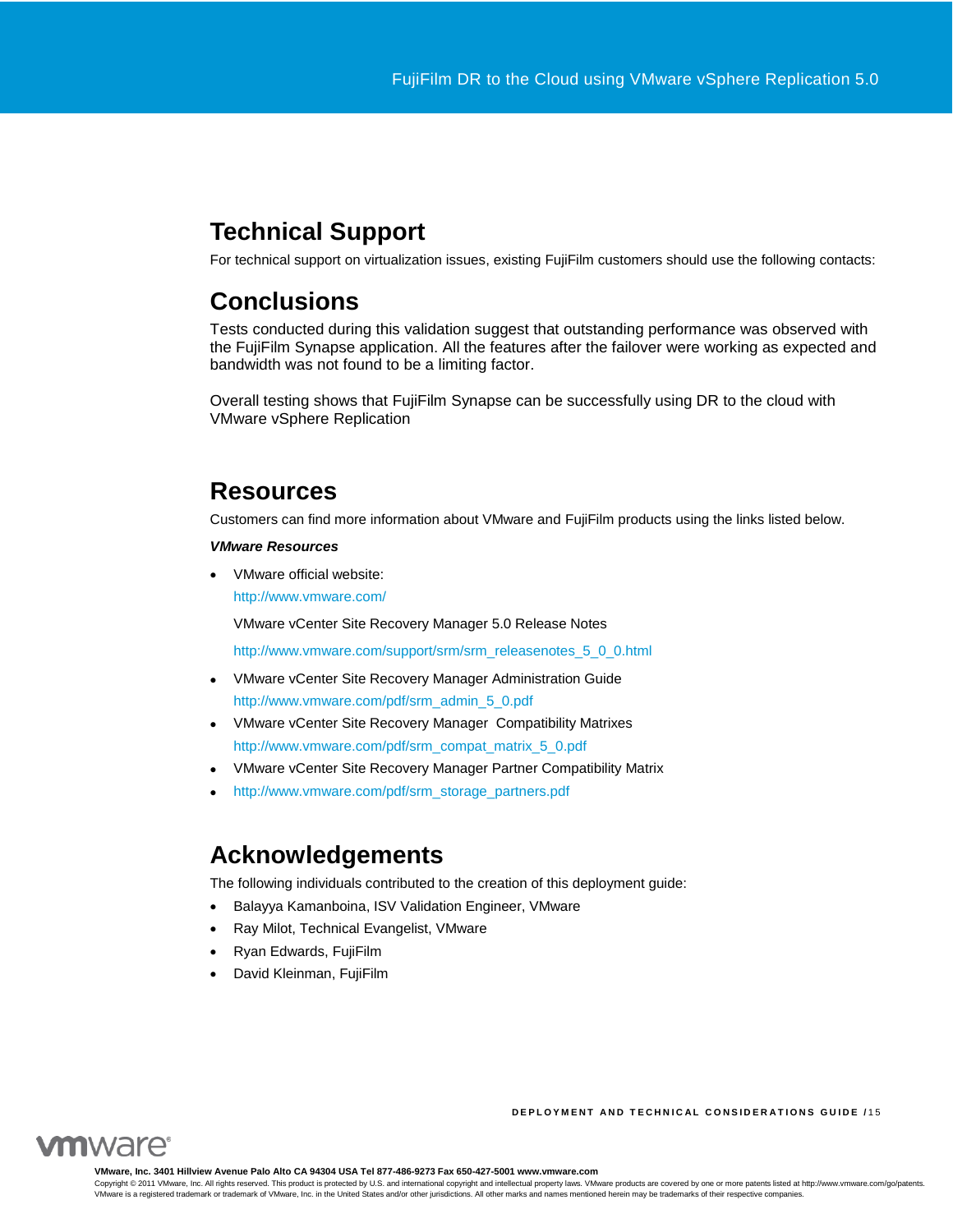## Technical Support

For technical support on virtualization issues, existing FujiFilm customers should use the following contacts:

## Conclusions

Tests conducted during this validation suggest that outstanding performance was observed with the FujiFilm Synapse application. All the features after the failover were working as expected and bandwidth was not found to be a limiting factor.

Overall testing shows that FujiFilm Synapse can be successfully using DR to the cloud with VMware vSphere Replication

## Resources

Customers can find more information about VMware and FujiFilm products using the links listed below.

***VMware Resources***

- VMware official website:
  http://www.vmware.com/

  VMware vCenter Site Recovery Manager 5.0 Release Notes

  http://www.vmware.com/support/srm/srm_releasenotes_5_0_0.html
- VMware vCenter Site Recovery Manager Administration Guide
  http://www.vmware.com/pdf/srm_admin_5_0.pdf
- VMware vCenter Site Recovery Manager Compatibility Matrixes
  http://www.vmware.com/pdf/srm_compat_matrix_5_0.pdf
- VMware vCenter Site Recovery Manager Partner Compatibility Matrix
- http://www.vmware.com/pdf/srm_storage_partners.pdf

## Acknowledgements

The following individuals contributed to the creation of this deployment guide:

- Balayya Kamanboina, ISV Validation Engineer, VMware
- Ray Milot, Technical Evangelist, VMware
- Ryan Edwards, FujiFilm
- David Kleinman, FujiFilm

**VMware, Inc. 3401 Hillview Avenue Palo Alto CA 94304 USA Tel 877-486-9273 Fax 650-427-5001 www.vmware.com**

Copyright © 2011 VMware, Inc. All rights reserved. This product is protected by U.S. and international copyright and intellectual property laws. VMware products are covered by one or more patents listed at http://www.vmware.com/go/patents. VMware is a registered trademark or trademark of VMware, Inc. in the United States and/or other jurisdictions. All other marks and names mentioned herein may be trademarks of their respective companies.